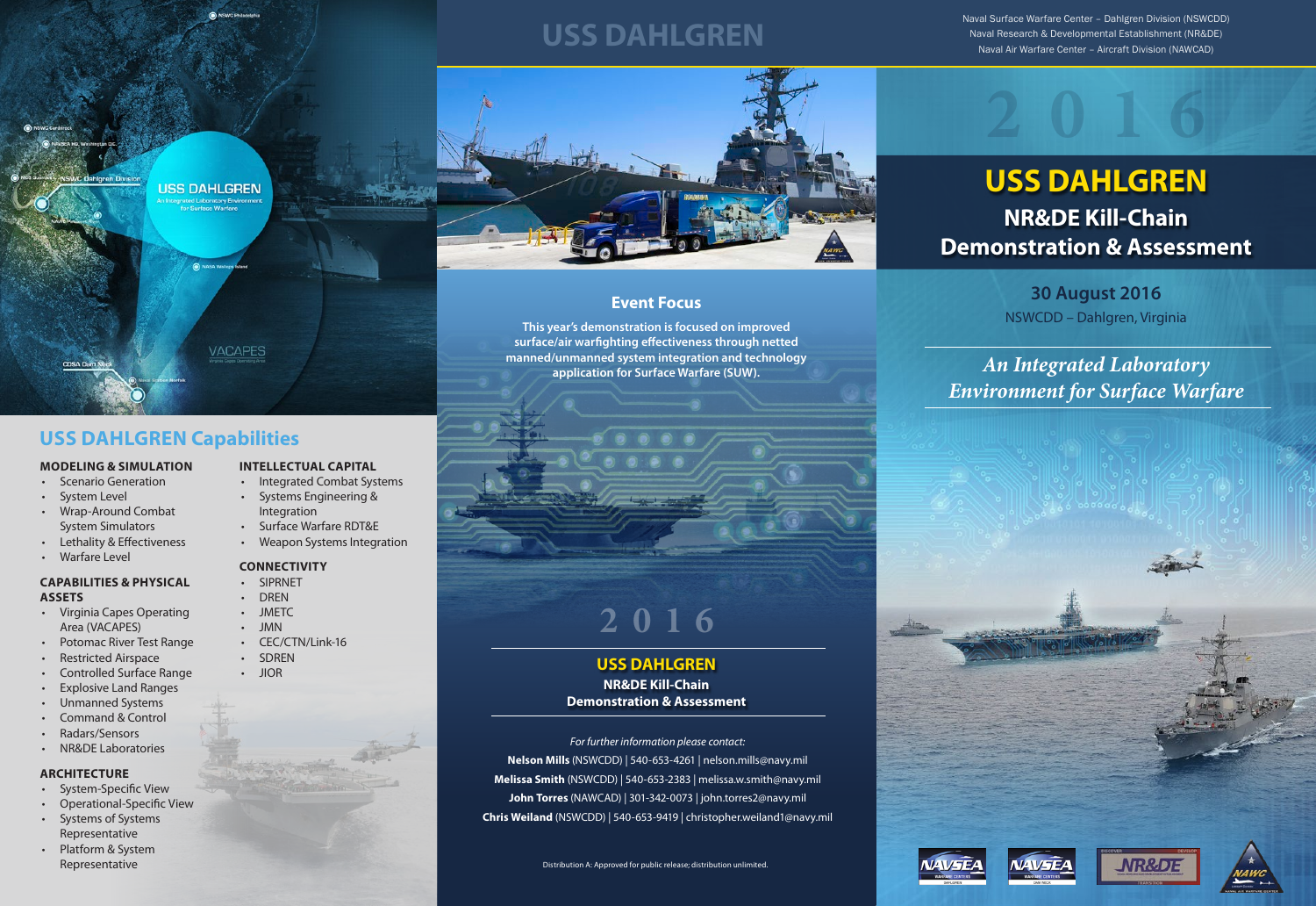# USS DAHLGREN

Naval Surface Warfare Center – Dahlgren Division (NSWCDD)
Naval Research & Developmental Establishment (NR&DE)
Naval Air Warfare Center – Aircraft Division (NAWCAD)

## 2016

# USS DAHLGREN

## NR&DE Kill-Chain Demonstration & Assessment

### 30 August 2016

NSWCDD – Dahlgren, Virginia

*An Integrated Laboratory Environment for Surface Warfare*

## Event Focus

**This year's demonstration is focused on improved surface/air warfighting effectiveness through netted manned/unmanned system integration and technology application for Surface Warfare (SUW).**

## 2016

**USS DAHLGREN**

**NR&DE Kill-Chain Demonstration & Assessment**

*For further information please contact:*

**Nelson Mills** (NSWCDD) | 540-653-4261 | nelson.mills@navy.mil

**Melissa Smith** (NSWCDD) | 540-653-2383 | melissa.w.smith@navy.mil

**John Torres** (NAWCAD) | 301-342-0073 | john.torres2@navy.mil

**Chris Weiland** (NSWCDD) | 540-653-9419 | christopher.weiland1@navy.mil

Distribution A: Approved for public release; distribution unlimited.

## USS DAHLGREN Capabilities

### MODELING & SIMULATION

- Scenario Generation
- System Level
- Wrap-Around Combat System Simulators
- Lethality & Effectiveness
- Warfare Level

### CAPABILITIES & PHYSICAL ASSETS

- Virginia Capes Operating Area (VACAPES)
- Potomac River Test Range
- Restricted Airspace
- Controlled Surface Range
- Explosive Land Ranges
- Unmanned Systems
- Command & Control
- Radars/Sensors
- NR&DE Laboratories

### ARCHITECTURE

- System-Specific View
- Operational-Specific View
- Systems of Systems Representative
- Platform & System Representative

### INTELLECTUAL CAPITAL

- Integrated Combat Systems
- Systems Engineering & Integration
- Surface Warfare RDT&E
- Weapon Systems Integration

### CONNECTIVITY

- SIPRNET
- DREN
- JMETC
- JMN
- CEC/CTN/Link-16
- SDREN
- JIOR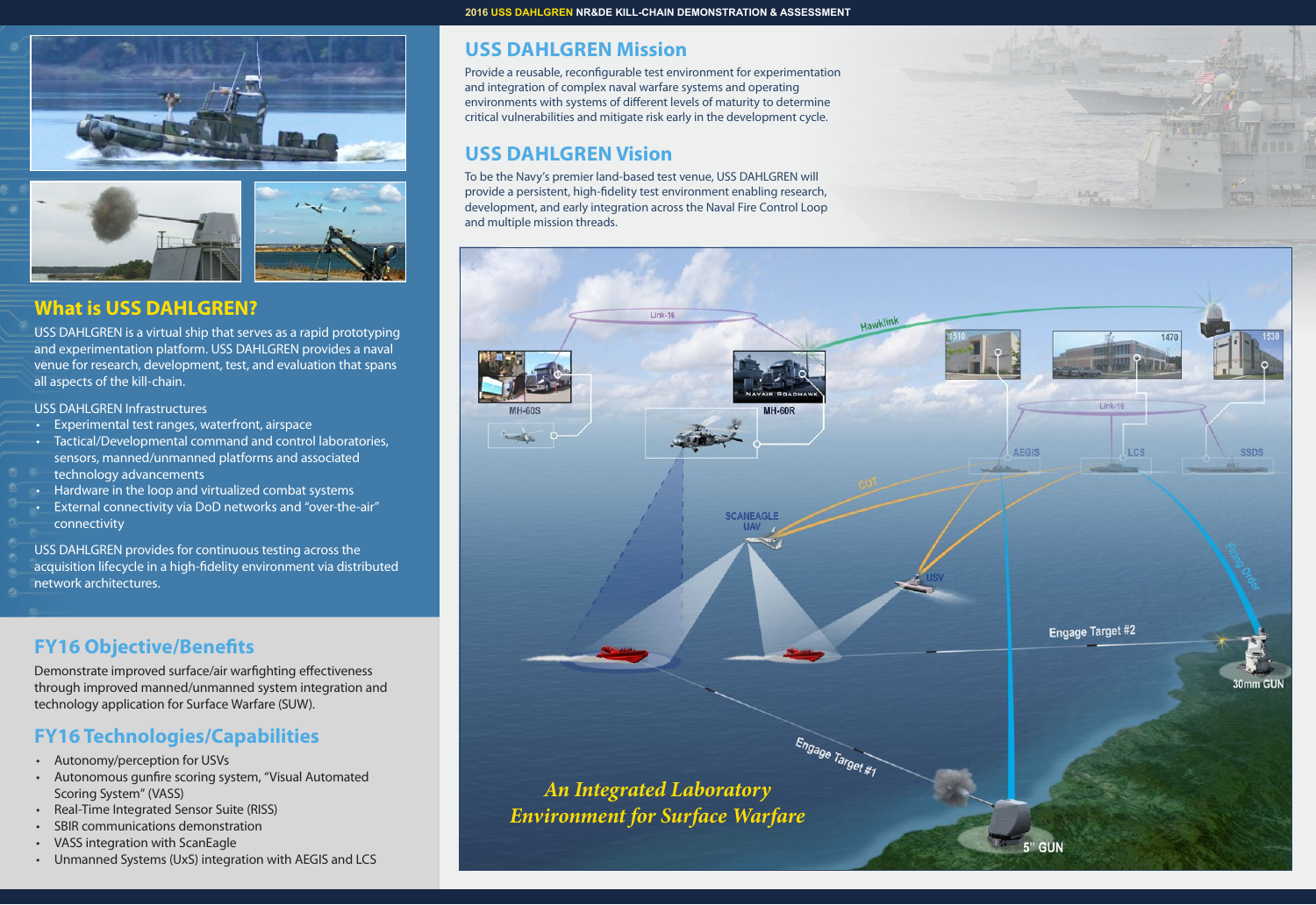2016 USS DAHLGREN NR&DE KILL-CHAIN DEMONSTRATION & ASSESSMENT

## What is USS DAHLGREN?

USS DAHLGREN is a virtual ship that serves as a rapid prototyping and experimentation platform. USS DAHLGREN provides a naval venue for research, development, test, and evaluation that spans all aspects of the kill-chain.

USS DAHLGREN Infrastructures

- Experimental test ranges, waterfront, airspace
- Tactical/Developmental command and control laboratories, sensors, manned/unmanned platforms and associated technology advancements
- Hardware in the loop and virtualized combat systems
- External connectivity via DoD networks and "over-the-air" connectivity

USS DAHLGREN provides for continuous testing across the acquisition lifecycle in a high-fidelity environment via distributed network architectures.

## FY16 Objective/Benefits

Demonstrate improved surface/air warfighting effectiveness through improved manned/unmanned system integration and technology application for Surface Warfare (SUW).

## FY16 Technologies/Capabilities

- Autonomy/perception for USVs
- Autonomous gunfire scoring system, "Visual Automated Scoring System" (VASS)
- Real-Time Integrated Sensor Suite (RISS)
- SBIR communications demonstration
- VASS integration with ScanEagle
- Unmanned Systems (UxS) integration with AEGIS and LCS

## USS DAHLGREN Mission

Provide a reusable, reconfigurable test environment for experimentation and integration of complex naval warfare systems and operating environments with systems of different levels of maturity to determine critical vulnerabilities and mitigate risk early in the development cycle.

## USS DAHLGREN Vision

To be the Navy's premier land-based test venue, USS DAHLGREN will provide a persistent, high-fidelity test environment enabling research, development, and early integration across the Naval Fire Control Loop and multiple mission threads.

Link-16
Hawklink
MH-60S
MH-60R
NAVAIR ROADHAWK
1510
1470
1530
Link-16
AEGIS
LCS
SSDS
COT
SCANEAGLE UAV
USV
Firing Order
Engage Target #2
30mm GUN
Engage Target #1
5" GUN

*An Integrated Laboratory Environment for Surface Warfare*